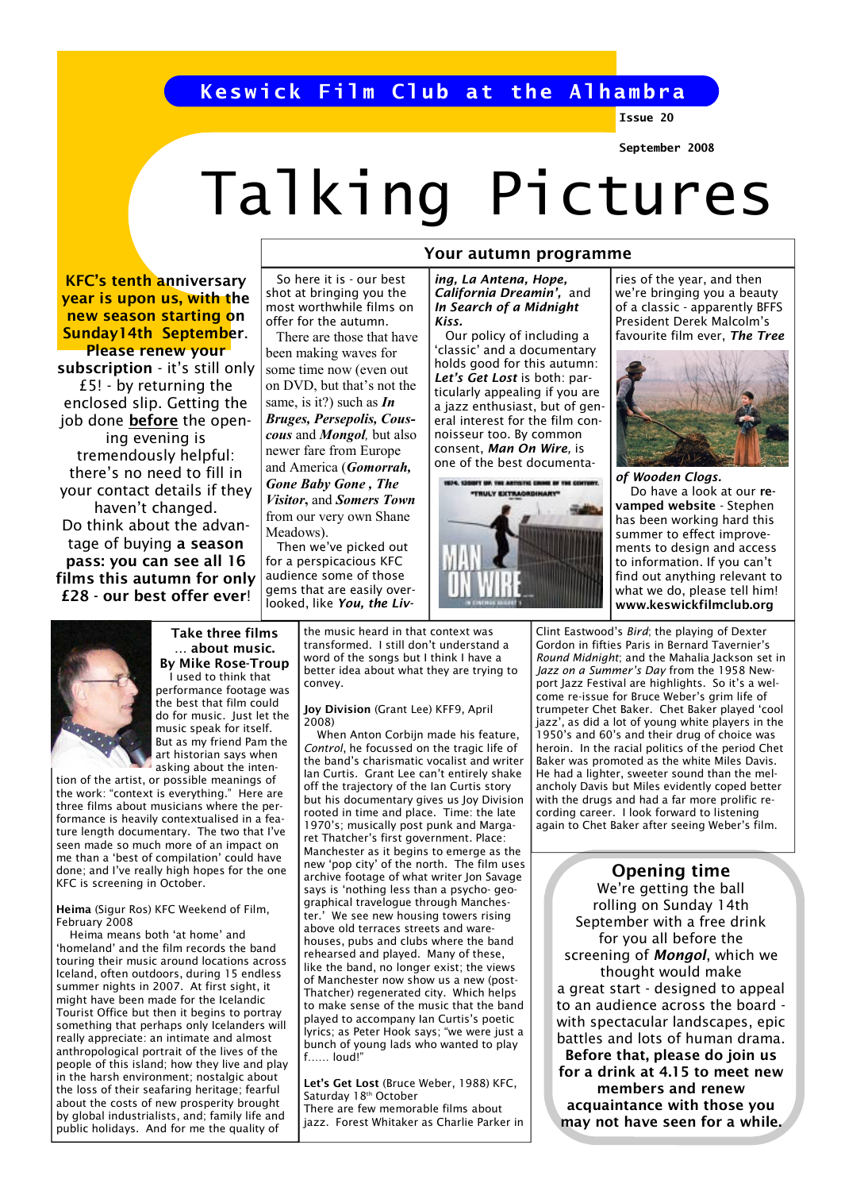Keswick Film Club at the Alhambra

Issue 20

September 2008

# Talking Pictures

**KFC's tenth anniversary year is upon us, with the new season starting on Sunday14th September.**

**Please renew your subscription** - it's still only £5! - by returning the enclosed slip. Getting the job done **before** the opening evening is tremendously helpful: there's no need to fill in your contact details if they haven't changed.

Do think about the advantage of buying **a season pass: you can see all 16 films this autumn for only £28 - our best offer ever**!

## Your autumn programme

So here it is - our best shot at bringing you the most worthwhile films on offer for the autumn.

There are those that have been making waves for some time now (even out on DVD, but that's not the same, is it?) such as ***In Bruges, Persepolis, Couscous*** and ***Mongol,*** but also newer fare from Europe and America (***Gomorrah, Gone Baby Gone***, ***The Visitor***, and ***Somers Town*** from our very own Shane Meadows).

Then we've picked out for a perspicacious KFC audience some of those gems that are easily overlooked, like ***You, the Living, La Antena, Hope, California Dreamin',*** and ***In Search of a Midnight Kiss.***

Our policy of including a 'classic' and a documentary holds good for this autumn: ***Let's Get Lost*** is both: particularly appealing if you are a jazz enthusiast, but of general interest for the film connoisseur too. By common consent, ***Man On Wire,*** is one of the best documentaries of the year, and then we're bringing you a beauty of a classic - apparently BFFS President Derek Malcolm's favourite film ever, ***The Tree of Wooden Clogs.***

Do have a look at our **revamped website** - Stephen has been working hard this summer to effect improvements to design and access to information. If you can't find out anything relevant to what we do, please tell him! **www.keswickfilmclub.org**

## Take three films ... about music.

**By Mike Rose-Troup**

I used to think that performance footage was the best that film could do for music. Just let the music speak for itself. But as my friend Pam the art historian says when asking about the intention of the artist, or possible meanings of the work: "context is everything." Here are three films about musicians where the performance is heavily contextualised in a feature length documentary. The two that I've seen made so much more of an impact on me than a 'best of compilation' could have done; and I've really high hopes for the one KFC is screening in October.

**Heima** (Sigur Ros) KFC Weekend of Film, February 2008

Heima means both 'at home' and 'homeland' and the film records the band touring their music around locations across Iceland, often outdoors, during 15 endless summer nights in 2007. At first sight, it might have been made for the Icelandic Tourist Office but then it begins to portray something that perhaps only Icelanders will really appreciate: an intimate and almost anthropological portrait of the lives of the people of this island; how they live and play in the harsh environment; nostalgic about the loss of their seafaring heritage; fearful about the costs of new prosperity brought by global industrialists, and; family life and public holidays. And for me the quality of the music heard in that context was transformed. I still don't understand a word of the songs but I think I have a better idea about what they are trying to convey.

**Joy Division** (Grant Lee) KFF9, April 2008)

When Anton Corbijn made his feature, *Control*, he focussed on the tragic life of the band's charismatic vocalist and writer Ian Curtis. Grant Lee can't entirely shake off the trajectory of the Ian Curtis story but his documentary gives us Joy Division rooted in time and place. Time: the late 1970's; musically post punk and Margaret Thatcher's first government. Place: Manchester as it begins to emerge as the new 'pop city' of the north. The film uses archive footage of what writer Jon Savage says is 'nothing less than a psycho- geographical travelogue through Manchester.' We see new housing towers rising above old terraces streets and warehouses, pubs and clubs where the band rehearsed and played. Many of these, like the band, no longer exist; the views of Manchester now show us a new (post-Thatcher) regenerated city. Which helps to make sense of the music that the band played to accompany Ian Curtis's poetic lyrics; as Peter Hook says; "we were just a bunch of young lads who wanted to play f...... loud!"

**Let's Get Lost** (Bruce Weber, 1988) KFC, Saturday 18th October

There are few memorable films about jazz. Forest Whitaker as Charlie Parker in Clint Eastwood's *Bird*; the playing of Dexter Gordon in fifties Paris in Bernard Tavernier's *Round Midnight*; and the Mahalia Jackson set in *Jazz on a Summer's Day* from the 1958 Newport Jazz Festival are highlights. So it's a welcome re-issue for Bruce Weber's grim life of trumpeter Chet Baker. Chet Baker played 'cool jazz', as did a lot of young white players in the 1950's and 60's and their drug of choice was heroin. In the racial politics of the period Chet Baker was promoted as the white Miles Davis. He had a lighter, sweeter sound than the melancholy Davis but Miles evidently coped better with the drugs and had a far more prolific recording career. I look forward to listening again to Chet Baker after seeing Weber's film.

## Opening time

We're getting the ball rolling on Sunday 14th September with a free drink for you all before the screening of ***Mongol***, which we thought would make a great start - designed to appeal to an audience across the board - with spectacular landscapes, epic battles and lots of human drama. **Before that, please do join us for a drink at 4.15 to meet new members and renew acquaintance with those you may not have seen for a while.**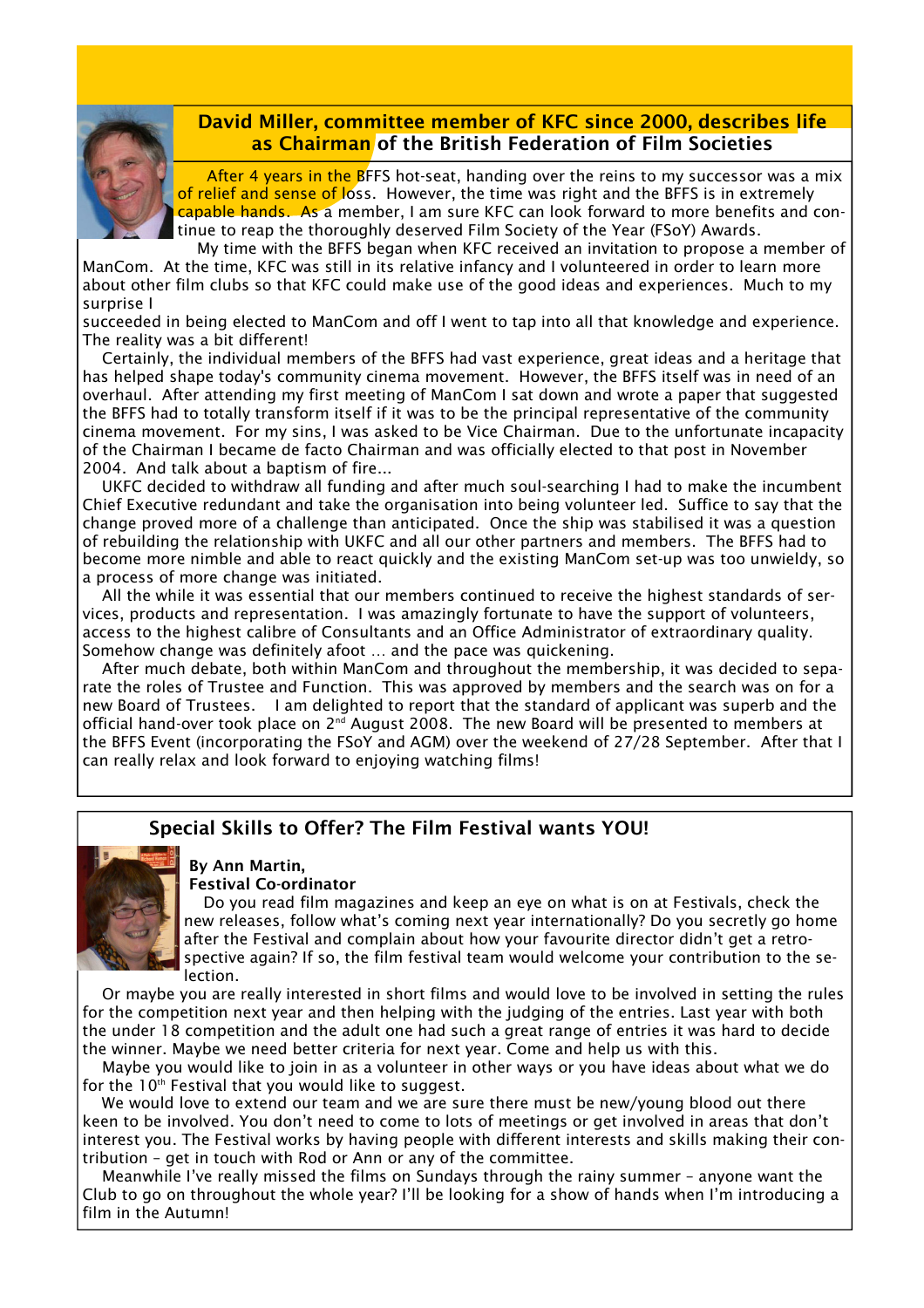## David Miller, committee member of KFC since 2000, describes life as Chairman of the British Federation of Film Societies

After 4 years in the BFFS hot-seat, handing over the reins to my successor was a mix of relief and sense of loss. However, the time was right and the BFFS is in extremely capable hands. As a member, I am sure KFC can look forward to more benefits and continue to reap the thoroughly deserved Film Society of the Year (FSoY) Awards.

My time with the BFFS began when KFC received an invitation to propose a member of ManCom. At the time, KFC was still in its relative infancy and I volunteered in order to learn more about other film clubs so that KFC could make use of the good ideas and experiences. Much to my surprise I succeeded in being elected to ManCom and off I went to tap into all that knowledge and experience. The reality was a bit different!

Certainly, the individual members of the BFFS had vast experience, great ideas and a heritage that has helped shape today's community cinema movement. However, the BFFS itself was in need of an overhaul. After attending my first meeting of ManCom I sat down and wrote a paper that suggested the BFFS had to totally transform itself if it was to be the principal representative of the community cinema movement. For my sins, I was asked to be Vice Chairman. Due to the unfortunate incapacity of the Chairman I became de facto Chairman and was officially elected to that post in November 2004. And talk about a baptism of fire...

UKFC decided to withdraw all funding and after much soul-searching I had to make the incumbent Chief Executive redundant and take the organisation into being volunteer led. Suffice to say that the change proved more of a challenge than anticipated. Once the ship was stabilised it was a question of rebuilding the relationship with UKFC and all our other partners and members. The BFFS had to become more nimble and able to react quickly and the existing ManCom set-up was too unwieldy, so a process of more change was initiated.

All the while it was essential that our members continued to receive the highest standards of services, products and representation. I was amazingly fortunate to have the support of volunteers, access to the highest calibre of Consultants and an Office Administrator of extraordinary quality. Somehow change was definitely afoot … and the pace was quickening.

After much debate, both within ManCom and throughout the membership, it was decided to separate the roles of Trustee and Function. This was approved by members and the search was on for a new Board of Trustees. I am delighted to report that the standard of applicant was superb and the official hand-over took place on 2nd August 2008. The new Board will be presented to members at the BFFS Event (incorporating the FSoY and AGM) over the weekend of 27/28 September. After that I can really relax and look forward to enjoying watching films!

## Special Skills to Offer? The Film Festival wants YOU!

**By Ann Martin,**
**Festival Co-ordinator**

Do you read film magazines and keep an eye on what is on at Festivals, check the new releases, follow what's coming next year internationally? Do you secretly go home after the Festival and complain about how your favourite director didn't get a retrospective again? If so, the film festival team would welcome your contribution to the selection.

Or maybe you are really interested in short films and would love to be involved in setting the rules for the competition next year and then helping with the judging of the entries. Last year with both the under 18 competition and the adult one had such a great range of entries it was hard to decide the winner. Maybe we need better criteria for next year. Come and help us with this.

Maybe you would like to join in as a volunteer in other ways or you have ideas about what we do for the 10th Festival that you would like to suggest.

We would love to extend our team and we are sure there must be new/young blood out there keen to be involved. You don't need to come to lots of meetings or get involved in areas that don't interest you. The Festival works by having people with different interests and skills making their contribution – get in touch with Rod or Ann or any of the committee.

Meanwhile I've really missed the films on Sundays through the rainy summer – anyone want the Club to go on throughout the whole year? I'll be looking for a show of hands when I'm introducing a film in the Autumn!